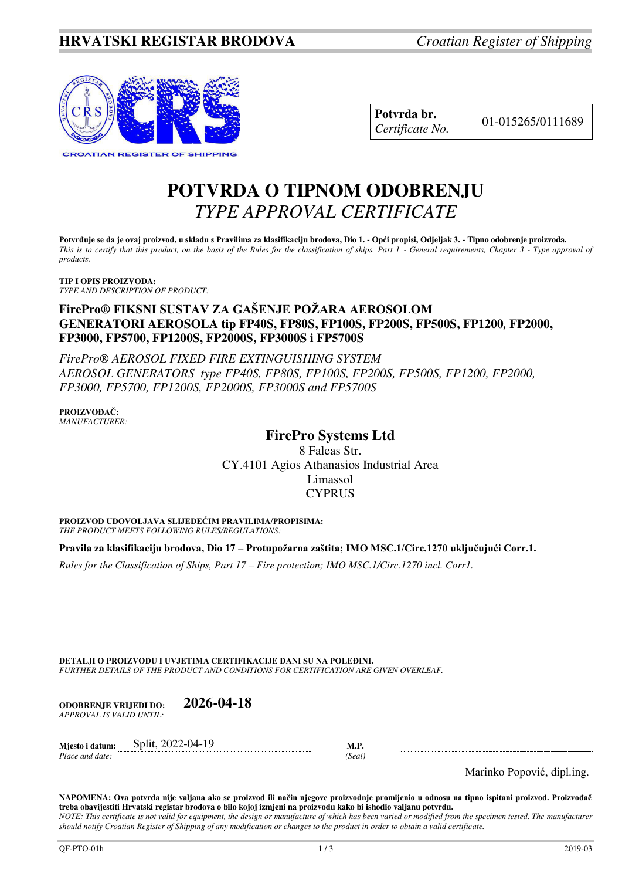**HRVATSKI REGISTAR BRODOVA** *Croatian Register of Shipping*

CROATIAN REGISTER OF SHIPPING

| **Potvrda br.** *Certificate No.* | 01-015265/0111689 |
|---|---|

# POTVRDA O TIPNOM ODOBRENJU
# *TYPE APPROVAL CERTIFICATE*

**Potvrđuje se da je ovaj proizvod, u skladu s Pravilima za klasifikaciju brodova, Dio 1. - Opći propisi, Odjeljak 3. - Tipno odobrenje proizvoda.**
*This is to certify that this product, on the basis of the Rules for the classification of ships, Part 1 - General requirements, Chapter 3 - Type approval of products.*

**TIP I OPIS PROIZVODA:**
*TYPE AND DESCRIPTION OF PRODUCT:*

**FirePro® FIKSNI SUSTAV ZA GAŠENJE POŽARA AEROSOLOM**
**GENERATORI AEROSOLA tip FP40S, FP80S, FP100S, FP200S, FP500S, FP1200, FP2000, FP3000, FP5700, FP1200S, FP2000S, FP3000S i FP5700S**

*FirePro® AEROSOL FIXED FIRE EXTINGUISHING SYSTEM*
*AEROSOL GENERATORS type FP40S, FP80S, FP100S, FP200S, FP500S, FP1200, FP2000, FP3000, FP5700, FP1200S, FP2000S, FP3000S and FP5700S*

**PROIZVOĐAČ:**
*MANUFACTURER:*

**FirePro Systems Ltd**
8 Faleas Str.
CY.4101 Agios Athanasios Industrial Area
Limassol
CYPRUS

**PROIZVOD UDOVOLJAVA SLIJEDEĆIM PRAVILIMA/PROPISIMA:**
*THE PRODUCT MEETS FOLLOWING RULES/REGULATIONS:*

**Pravila za klasifikaciju brodova, Dio 17 – Protupožarna zaštita; IMO MSC.1/Circ.1270 uključujući Corr.1.**

*Rules for the Classification of Ships, Part 17 – Fire protection; IMO MSC.1/Circ.1270 incl. Corr1.*

**DETALJI O PROIZVODU I UVJETIMA CERTIFIKACIJE DANI SU NA POLEĐINI.**
*FURTHER DETAILS OF THE PRODUCT AND CONDITIONS FOR CERTIFICATION ARE GIVEN OVERLEAF.*

**ODOBRENJE VRIJEDI DO:** *APPROVAL IS VALID UNTIL:* **2026-04-18**

**Mjesto i datum:** *Place and date:* Split, 2022-04-19

**M.P.** *(Seal)*

Marinko Popović, dipl.ing.

**NAPOMENA: Ova potvrda nije valjana ako se proizvod ili način njegove proizvodnje promijenio u odnosu na tipno ispitani proizvod. Proizvođač treba obavijestiti Hrvatski registar brodova o bilo kojoj izmjeni na proizvodu kako bi ishodio valjanu potvrdu.**
*NOTE: This certificate is not valid for equipment, the design or manufacture of which has been varied or modified from the specimen tested. The manufacturer should notify Croatian Register of Shipping of any modification or changes to the product in order to obtain a valid certificate.*

QF-PTO-01h 2019-03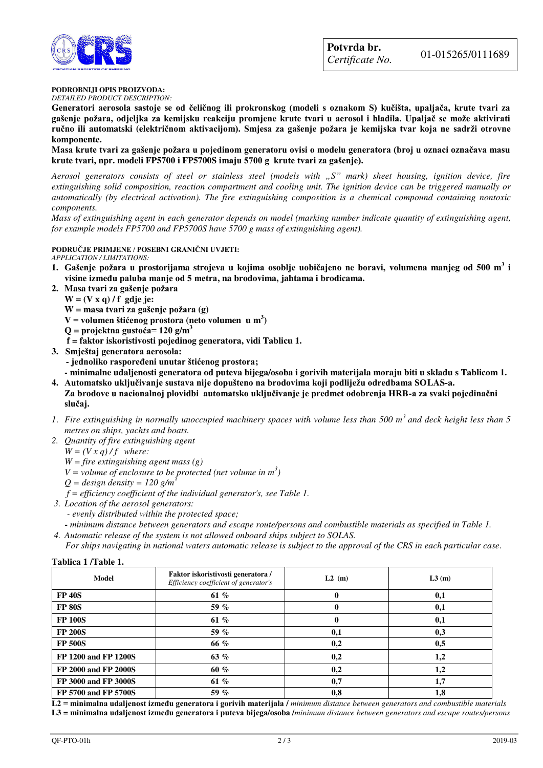| **Potvrda br.** *Certificate No.* | 01-015265/0111689 |
|---|---|

**PODROBNIJI OPIS PROIZVODA:**
*DETAILED PRODUCT DESCRIPTION:*

**Generatori aerosola sastoje se od čeličnog ili prokronskog (modeli s oznakom S) kućišta, upaljača, krute tvari za gašenje požara, odjeljka za kemijsku reakciju promjene krute tvari u aerosol i hladila. Upaljač se može aktivirati ručno ili automatski (električnom aktivacijom). Smjesa za gašenje požara je kemijska tvar koja ne sadrži otrovne komponente.**

**Masa krute tvari za gašenje požara u pojedinom generatoru ovisi o modelu generatora (broj u oznaci označava masu krute tvari, npr. modeli FP5700 i FP5700S imaju 5700 g krute tvari za gašenje).**

*Aerosol generators consists of steel or stainless steel (models with „S" mark) sheet housing, ignition device, fire extinguishing solid composition, reaction compartment and cooling unit. The ignition device can be triggered manually or automatically (by electrical activation). The fire extinguishing composition is a chemical compound containing nontoxic components.*

*Mass of extinguishing agent in each generator depends on model (marking number indicate quantity of extinguishing agent, for example models FP5700 and FP5700S have 5700 g mass of extinguishing agent).*

**PODRUČJE PRIMJENE / POSEBNI GRANIČNI UVJETI:**
*APPLICATION / LIMITATIONS:*

1. **Gašenje požara u prostorijama strojeva u kojima osoblje uobičajeno ne boravi, volumena manjeg od 500 $m^3$ i visine između paluba manje od 5 metra, na brodovima, jahtama i brodicama.**
2. **Masa tvari za gašenje požara**
   **W = (V x q) / f gdje je:**
   **W = masa tvari za gašenje požara (g)**
   **V = volumen štićenog prostora (neto volumen u $m^3$)**
   **Q = projektna gustoća= 120 g/$m^3$**
   **f = faktor iskoristivosti pojedinog generatora, vidi Tablicu 1.**
3. **Smještaj generatora aerosola:**
   **- jednoliko raspoređeni unutar štićenog prostora;**
   **- minimalne udaljenosti generatora od puteva bijega/osoba i gorivih materijala moraju biti u skladu s Tablicom 1.**
4. **Automatsko uključivanje sustava nije dopušteno na brodovima koji podliježu odredbama SOLAS-a.**
   **Za brodove u nacionalnoj plovidbi automatsko uključivanje je predmet odobrenja HRB-a za svaki pojedinačni slučaj.**

1. *Fire extinguishing in normally unoccupied machinery spaces with volume less than 500 $m^3$ and deck height less than 5 metres on ships, yachts and boats.*
2. *Quantity of fire extinguishing agent*
   *W = (V x q) / f where:*
   *W = fire extinguishing agent mass (g)*
   *V = volume of enclosure to be protected (net volume in $m^3$)*
   *Q = design density = 120 g/$m^3$*
   *f = efficiency coefficient of the individual generator's, see Table 1.*
3. *Location of the aerosol generators:*
   *- evenly distributed within the protected space;*
   *- minimum distance between generators and escape route/persons and combustible materials as specified in Table 1.*
4. *Automatic release of the system is not allowed onboard ships subject to SOLAS.*
   *For ships navigating in national waters automatic release is subject to the approval of the CRS in each particular case.*

**Tablica 1 /Table 1.**

| Model | Faktor iskoristivosti generatora / *Efficiency coefficient of generator's* | L2 (m) | L3 (m) |
|---|---|---|---|
| **FP 40S** | **61 %** | **0** | **0,1** |
| **FP 80S** | **59 %** | **0** | **0,1** |
| **FP 100S** | **61 %** | **0** | **0,1** |
| **FP 200S** | **59 %** | **0,1** | **0,3** |
| **FP 500S** | **66 %** | **0,2** | **0,5** |
| **FP 1200 and FP 1200S** | **63 %** | **0,2** | **1,2** |
| **FP 2000 and FP 2000S** | **60 %** | **0,2** | **1,2** |
| **FP 3000 and FP 3000S** | **61 %** | **0,7** | **1,7** |
| **FP 5700 and FP 5700S** | **59 %** | **0,8** | **1,8** |

**L2 = minimalna udaljenost između generatora i gorivih materijala /** *minimum distance between generators and combustible materials*
**L3 = minimalna udaljenost između generatora i puteva bijega/osoba /** *minimum distance between generators and escape routes/persons*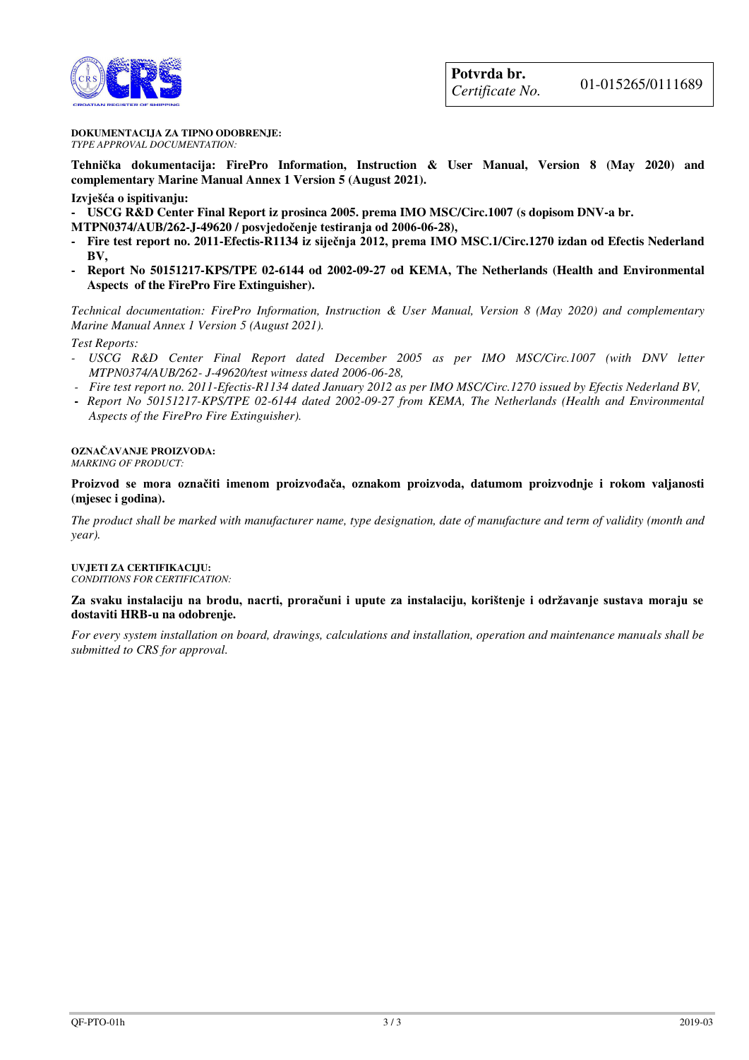| Potvrda br. *Certificate No.* | 01-015265/0111689 |
| --- | --- |

**DOKUMENTACIJA ZA TIPNO ODOBRENJE:**
*TYPE APPROVAL DOCUMENTATION:*

**Tehnička dokumentacija: FirePro Information, Instruction & User Manual, Version 8 (May 2020) and complementary Marine Manual Annex 1 Version 5 (August 2021).**

**Izvješća o ispitivanju:**

- **USCG R&D Center Final Report iz prosinca 2005. prema IMO MSC/Circ.1007 (s dopisom DNV-a br. MTPN0374/AUB/262-J-49620 / posvjedočenje testiranja od 2006-06-28),**
- **Fire test report no. 2011-Efectis-R1134 iz siječnja 2012, prema IMO MSC.1/Circ.1270 izdan od Efectis Nederland BV,**
- **Report No 50151217-KPS/TPE 02-6144 od 2002-09-27 od KEMA, The Netherlands (Health and Environmental Aspects of the FirePro Fire Extinguisher).**

*Technical documentation: FirePro Information, Instruction & User Manual, Version 8 (May 2020) and complementary Marine Manual Annex 1 Version 5 (August 2021).*

*Test Reports:*

- *USCG R&D Center Final Report dated December 2005 as per IMO MSC/Circ.1007 (with DNV letter MTPN0374/AUB/262- J-49620/test witness dated 2006-06-28,*
- *Fire test report no. 2011-Efectis-R1134 dated January 2012 as per IMO MSC/Circ.1270 issued by Efectis Nederland BV,*
- *Report No 50151217-KPS/TPE 02-6144 dated 2002-09-27 from KEMA, The Netherlands (Health and Environmental Aspects of the FirePro Fire Extinguisher).*

**OZNAČAVANJE PROIZVODA:**
*MARKING OF PRODUCT:*

**Proizvod se mora označiti imenom proizvođača, oznakom proizvoda, datumom proizvodnje i rokom valjanosti (mjesec i godina).**

*The product shall be marked with manufacturer name, type designation, date of manufacture and term of validity (month and year).*

**UVJETI ZA CERTIFIKACIJU:**
*CONDITIONS FOR CERTIFICATION:*

**Za svaku instalaciju na brodu, nacrti, proračuni i upute za instalaciju, korištenje i održavanje sustava moraju se dostaviti HRB-u na odobrenje.**

*For every system installation on board, drawings, calculations and installation, operation and maintenance manuals shall be submitted to CRS for approval.*